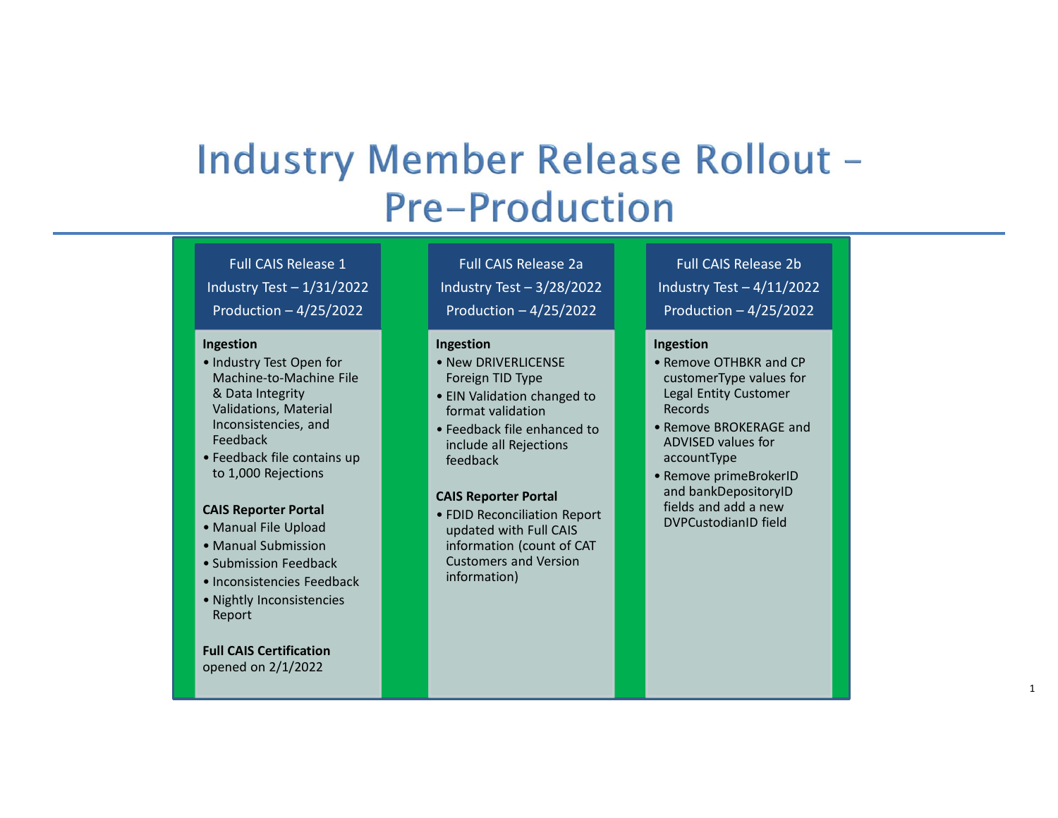# Industry Member Release Rollout – Pre-Production

## Full CAIS Release 1

Industry Test – 1/31/2022

Production – 4/25/2022

**Ingestion**

- Industry Test Open for Machine-to-Machine File & Data Integrity Validations, Material Inconsistencies, and Feedback
- Feedback file contains up to 1,000 Rejections

**CAIS Reporter Portal**

- Manual File Upload
- Manual Submission
- Submission Feedback
- Inconsistencies Feedback
- Nightly Inconsistencies Report

**Full CAIS Certification** opened on 2/1/2022

## Full CAIS Release 2a

Industry Test – 3/28/2022

Production – 4/25/2022

**Ingestion**

- New DRIVERLICENSE Foreign TID Type
- EIN Validation changed to format validation
- Feedback file enhanced to include all Rejections feedback

**CAIS Reporter Portal**

- FDID Reconciliation Report updated with Full CAIS information (count of CAT Customers and Version information)

## Full CAIS Release 2b

Industry Test – 4/11/2022

Production – 4/25/2022

**Ingestion**

- Remove OTHBKR and CP customerType values for Legal Entity Customer Records
- Remove BROKERAGE and ADVISED values for accountType
- Remove primeBrokerID and bankDepositoryID fields and add a new DVPCustodianID field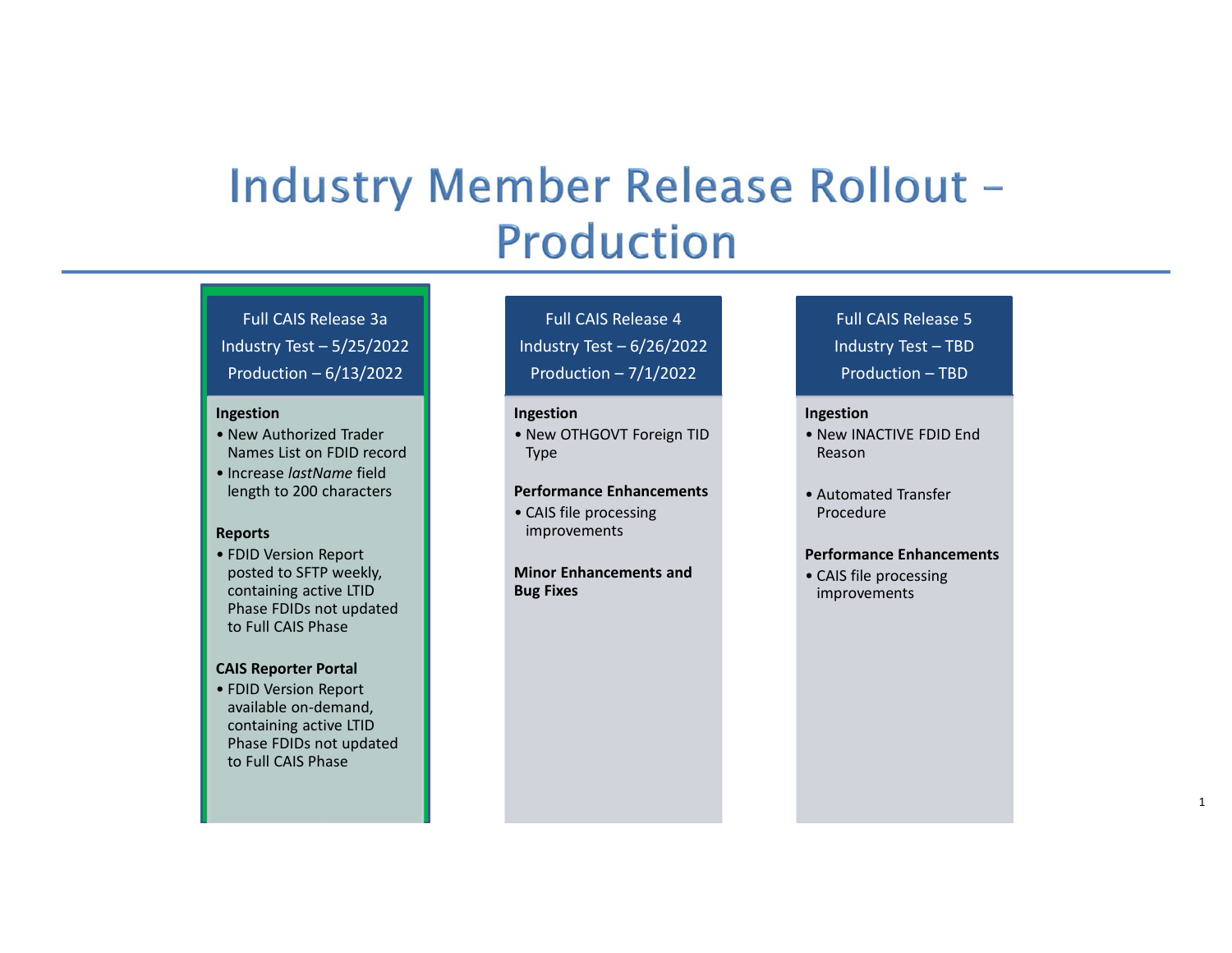# Industry Member Release Rollout – Production

## Full CAIS Release 3a

Industry Test – 5/25/2022

Production – 6/13/2022

**Ingestion**
- New Authorized Trader Names List on FDID record
- Increase *lastName* field length to 200 characters

**Reports**
- FDID Version Report posted to SFTP weekly, containing active LTID Phase FDIDs not updated to Full CAIS Phase

**CAIS Reporter Portal**
- FDID Version Report available on-demand, containing active LTID Phase FDIDs not updated to Full CAIS Phase

## Full CAIS Release 4

Industry Test – 6/26/2022

Production – 7/1/2022

**Ingestion**
- New OTHGOVT Foreign TID Type

**Performance Enhancements**
- CAIS file processing improvements

**Minor Enhancements and Bug Fixes**

## Full CAIS Release 5

Industry Test – TBD

Production – TBD

**Ingestion**
- New INACTIVE FDID End Reason
- Automated Transfer Procedure

**Performance Enhancements**
- CAIS file processing improvements